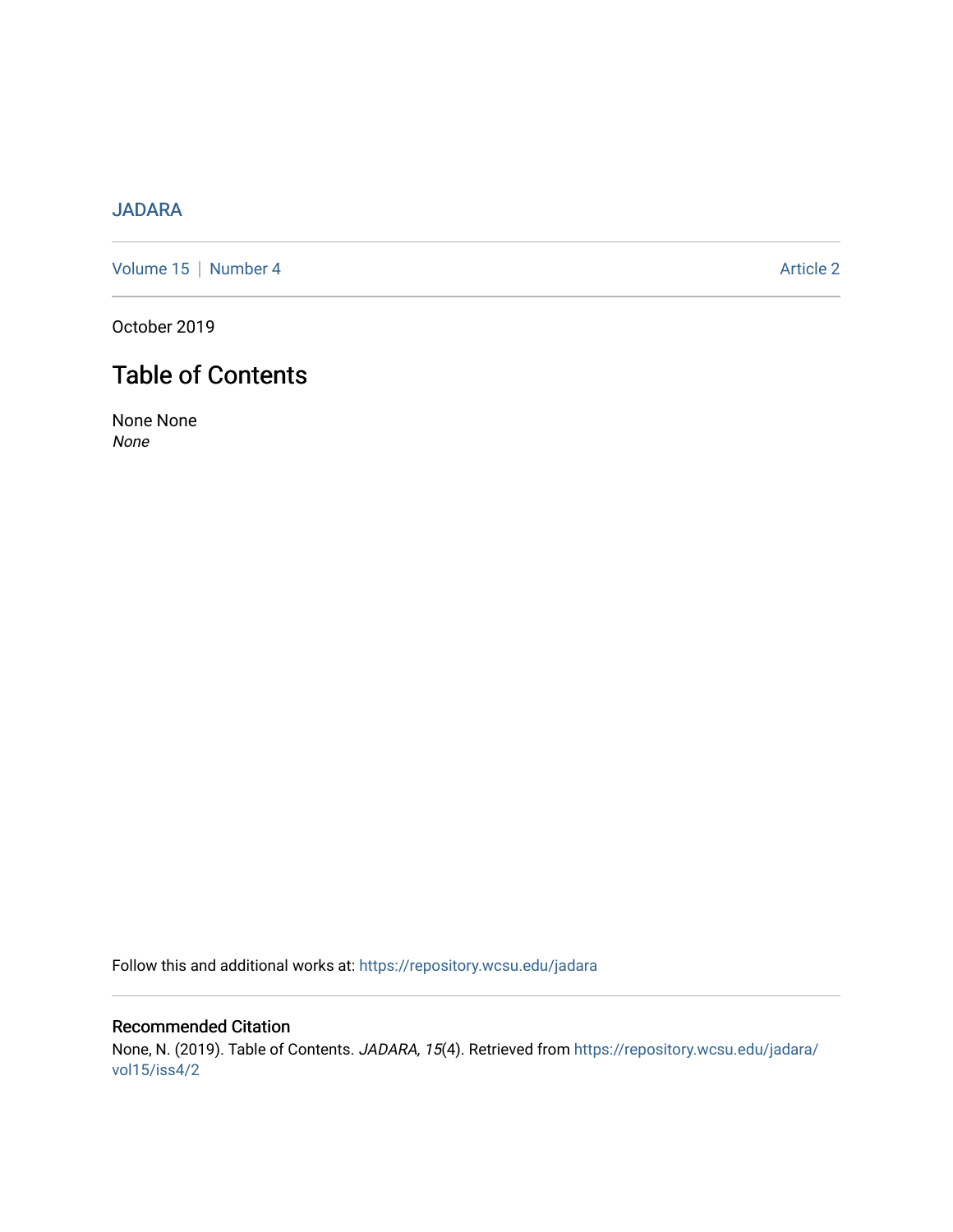JADARA

Volume 15 | Number 4

Article 2

October 2019

# Table of Contents

None None

*None*

Follow this and additional works at: https://repository.wcsu.edu/jadara

## Recommended Citation

None, N. (2019). Table of Contents. *JADARA, 15*(4). Retrieved from https://repository.wcsu.edu/jadara/vol15/iss4/2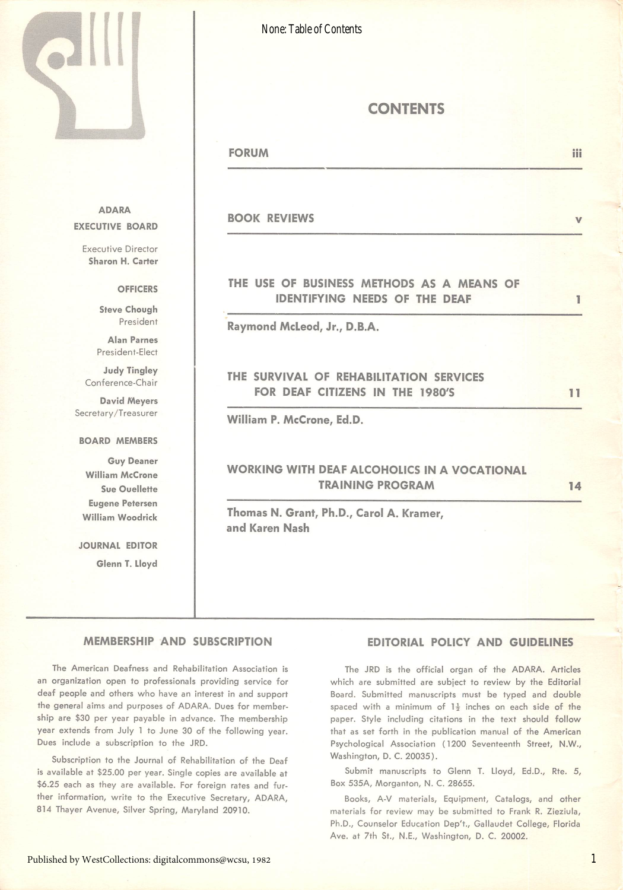None: Table of Contents

# CONTENTS

| | |
|---|---|
| **FORUM** | iii |
| **BOOK REVIEWS** | v |
| **THE USE OF BUSINESS METHODS AS A MEANS OF IDENTIFYING NEEDS OF THE DEAF** | 1 |
| **THE SURVIVAL OF REHABILITATION SERVICES FOR DEAF CITIZENS IN THE 1980'S** | 11 |
| **WORKING WITH DEAF ALCOHOLICS IN A VOCATIONAL TRAINING PROGRAM** | 14 |

**THE USE OF BUSINESS METHODS AS A MEANS OF IDENTIFYING NEEDS OF THE DEAF** — **Raymond McLeod, Jr., D.B.A.**

**THE SURVIVAL OF REHABILITATION SERVICES FOR DEAF CITIZENS IN THE 1980'S** — **William P. McCrone, Ed.D.**

**WORKING WITH DEAF ALCOHOLICS IN A VOCATIONAL TRAINING PROGRAM** — **Thomas N. Grant, Ph.D., Carol A. Kramer, and Karen Nash**

## ADARA EXECUTIVE BOARD

Executive Director
**Sharon H. Carter**

### OFFICERS

**Steve Chough**
President

**Alan Parnes**
President-Elect

**Judy Tingley**
Conference-Chair

**David Meyers**
Secretary/Treasurer

### BOARD MEMBERS

**Guy Deaner**
**William McCrone**
**Sue Ouellette**
**Eugene Petersen**
**William Woodrick**

### JOURNAL EDITOR

**Glenn T. Lloyd**

## MEMBERSHIP AND SUBSCRIPTION

The American Deafness and Rehabilitation Association is an organization open to professionals providing service for deaf people and others who have an interest in and support the general aims and purposes of ADARA. Dues for membership are $30 per year payable in advance. The membership year extends from July 1 to June 30 of the following year. Dues include a subscription to the JRD.

Subscription to the Journal of Rehabilitation of the Deaf is available at $25.00 per year. Single copies are available at $6.25 each as they are available. For foreign rates and further information, write to the Executive Secretary, ADARA, 814 Thayer Avenue, Silver Spring, Maryland 20910.

## EDITORIAL POLICY AND GUIDELINES

The JRD is the official organ of the ADARA. Articles which are submitted are subject to review by the Editorial Board. Submitted manuscripts must be typed and double spaced with a minimum of 1½ inches on each side of the paper. Style including citations in the text should follow that as set forth in the publication manual of the American Psychological Association (1200 Seventeenth Street, N.W., Washington, D. C. 20035).

Submit manuscripts to Glenn T. Lloyd, Ed.D., Rte. 5, Box 535A, Morganton, N. C. 28655.

Books, A-V materials, Equipment, Catalogs, and other materials for review may be submitted to Frank R. Zieziula, Ph.D., Counselor Education Dep't., Gallaudet College, Florida Ave. at 7th St., N.E., Washington, D. C. 20002.

Published by WestCollections: digitalcommons@wcsu, 1982